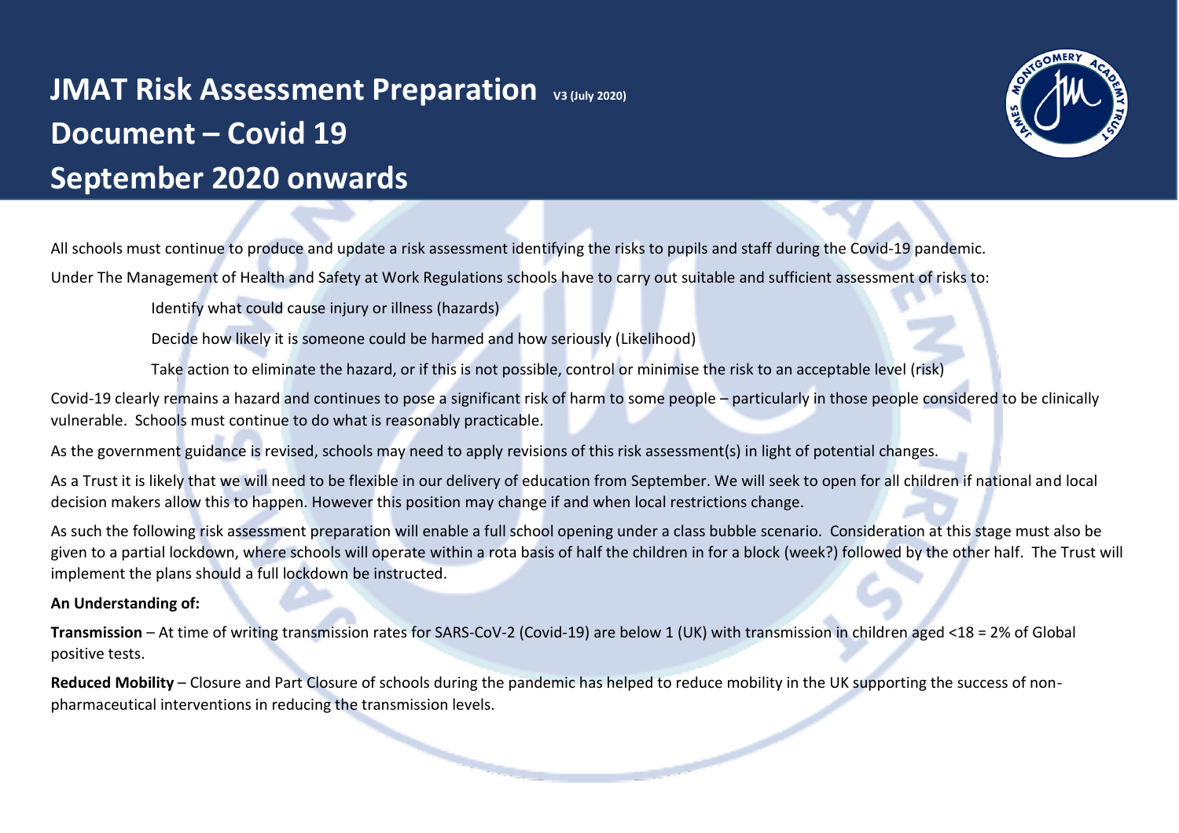# JMAT Risk Assessment Preparation V3 (July 2020) Document – Covid 19 September 2020 onwards

All schools must continue to produce and update a risk assessment identifying the risks to pupils and staff during the Covid-19 pandemic.

Under The Management of Health and Safety at Work Regulations schools have to carry out suitable and sufficient assessment of risks to:

- Identify what could cause injury or illness (hazards)
- Decide how likely it is someone could be harmed and how seriously (Likelihood)
- Take action to eliminate the hazard, or if this is not possible, control or minimise the risk to an acceptable level (risk)

Covid-19 clearly remains a hazard and continues to pose a significant risk of harm to some people – particularly in those people considered to be clinically vulnerable. Schools must continue to do what is reasonably practicable.

As the government guidance is revised, schools may need to apply revisions of this risk assessment(s) in light of potential changes.

As a Trust it is likely that we will need to be flexible in our delivery of education from September. We will seek to open for all children if national and local decision makers allow this to happen. However this position may change if and when local restrictions change.

As such the following risk assessment preparation will enable a full school opening under a class bubble scenario. Consideration at this stage must also be given to a partial lockdown, where schools will operate within a rota basis of half the children in for a block (week?) followed by the other half. The Trust will implement the plans should a full lockdown be instructed.

**An Understanding of:**

**Transmission** – At time of writing transmission rates for SARS-CoV-2 (Covid-19) are below 1 (UK) with transmission in children aged <18 = 2% of Global positive tests.

**Reduced Mobility** – Closure and Part Closure of schools during the pandemic has helped to reduce mobility in the UK supporting the success of non-pharmaceutical interventions in reducing the transmission levels.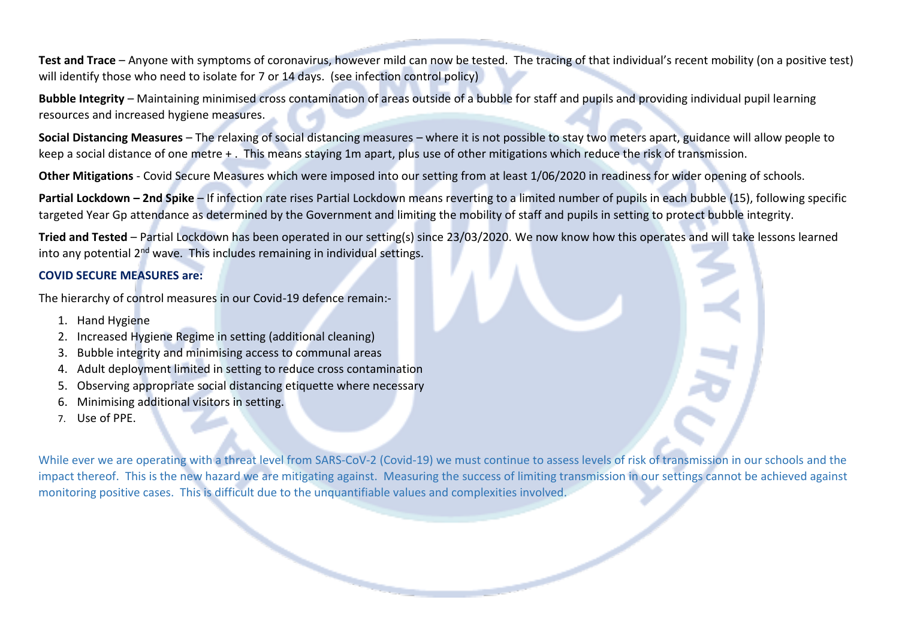**Test and Trace** – Anyone with symptoms of coronavirus, however mild can now be tested. The tracing of that individual's recent mobility (on a positive test) will identify those who need to isolate for 7 or 14 days. (see infection control policy)

**Bubble Integrity** – Maintaining minimised cross contamination of areas outside of a bubble for staff and pupils and providing individual pupil learning resources and increased hygiene measures.

**Social Distancing Measures** – The relaxing of social distancing measures – where it is not possible to stay two meters apart, guidance will allow people to keep a social distance of one metre + . This means staying 1m apart, plus use of other mitigations which reduce the risk of transmission.

**Other Mitigations** - Covid Secure Measures which were imposed into our setting from at least 1/06/2020 in readiness for wider opening of schools.

**Partial Lockdown – 2nd Spike** – If infection rate rises Partial Lockdown means reverting to a limited number of pupils in each bubble (15), following specific targeted Year Gp attendance as determined by the Government and limiting the mobility of staff and pupils in setting to protect bubble integrity.

**Tried and Tested** – Partial Lockdown has been operated in our setting(s) since 23/03/2020. We now know how this operates and will take lessons learned into any potential 2nd wave. This includes remaining in individual settings.

**COVID SECURE MEASURES are:**

The hierarchy of control measures in our Covid-19 defence remain:-

1. Hand Hygiene
2. Increased Hygiene Regime in setting (additional cleaning)
3. Bubble integrity and minimising access to communal areas
4. Adult deployment limited in setting to reduce cross contamination
5. Observing appropriate social distancing etiquette where necessary
6. Minimising additional visitors in setting.
7. Use of PPE.

While ever we are operating with a threat level from SARS-CoV-2 (Covid-19) we must continue to assess levels of risk of transmission in our schools and the impact thereof. This is the new hazard we are mitigating against. Measuring the success of limiting transmission in our settings cannot be achieved against monitoring positive cases. This is difficult due to the unquantifiable values and complexities involved.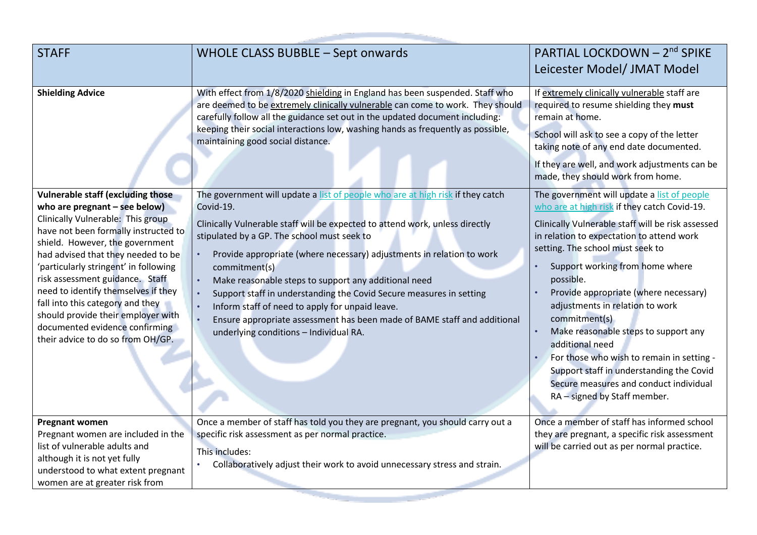| STAFF | WHOLE CLASS BUBBLE – Sept onwards | PARTIAL LOCKDOWN – 2nd SPIKE Leicester Model/ JMAT Model |
|---|---|---|
| **Shielding Advice** | With effect from 1/8/2020 shielding in England has been suspended. Staff who are deemed to be extremely clinically vulnerable can come to work. They should carefully follow all the guidance set out in the updated document including: keeping their social interactions low, washing hands as frequently as possible, maintaining good social distance. | If extremely clinically vulnerable staff are required to resume shielding they **must** remain at home.<br><br>School will ask to see a copy of the letter taking note of any end date documented.<br><br>If they are well, and work adjustments can be made, they should work from home. |
| **Vulnerable staff (excluding those who are pregnant – see below)**<br>Clinically Vulnerable: This group have not been formally instructed to shield. However, the government had advised that they needed to be 'particularly stringent' in following risk assessment guidance. Staff need to identify themselves if they fall into this category and they should provide their employer with documented evidence confirming their advice to do so from OH/GP. | The government will update a list of people who are at high risk if they catch Covid-19.<br><br>Clinically Vulnerable staff will be expected to attend work, unless directly stipulated by a GP. The school must seek to<br>• Provide appropriate (where necessary) adjustments in relation to work commitment(s)<br>• Make reasonable steps to support any additional need<br>• Support staff in understanding the Covid Secure measures in setting<br>• Inform staff of need to apply for unpaid leave.<br>• Ensure appropriate assessment has been made of BAME staff and additional underlying conditions – Individual RA. | The government will update a list of people who are at high risk if they catch Covid-19.<br><br>Clinically Vulnerable staff will be risk assessed in relation to expectation to attend work setting. The school must seek to<br>• Support working from home where possible.<br>• Provide appropriate (where necessary) adjustments in relation to work commitment(s)<br>• Make reasonable steps to support any additional need<br>• For those who wish to remain in setting - Support staff in understanding the Covid Secure measures and conduct individual RA – signed by Staff member. |
| **Pregnant women**<br>Pregnant women are included in the list of vulnerable adults and although it is not yet fully understood to what extent pregnant women are at greater risk from | Once a member of staff has told you they are pregnant, you should carry out a specific risk assessment as per normal practice.<br><br>This includes:<br>• Collaboratively adjust their work to avoid unnecessary stress and strain. | Once a member of staff has informed school they are pregnant, a specific risk assessment will be carried out as per normal practice. |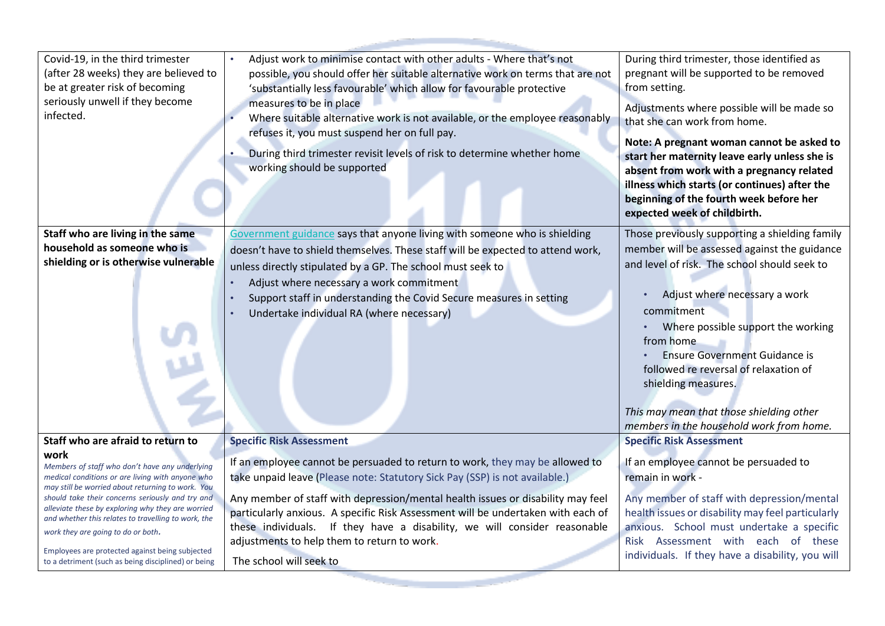| | | |
|---|---|---|
| Covid-19, in the third trimester (after 28 weeks) they are believed to be at greater risk of becoming seriously unwell if they become infected. | • Adjust work to minimise contact with other adults - Where that's not possible, you should offer her suitable alternative work on terms that are not 'substantially less favourable' which allow for favourable protective measures to be in place<br>• Where suitable alternative work is not available, or the employee reasonably refuses it, you must suspend her on full pay.<br>• During third trimester revisit levels of risk to determine whether home working should be supported | During third trimester, those identified as pregnant will be supported to be removed from setting.<br>Adjustments where possible will be made so that she can work from home.<br>**Note: A pregnant woman cannot be asked to start her maternity leave early unless she is absent from work with a pregnancy related illness which starts (or continues) after the beginning of the fourth week before her expected week of childbirth.** |
| **Staff who are living in the same household as someone who is shielding or is otherwise vulnerable** | Government guidance says that anyone living with someone who is shielding doesn't have to shield themselves. These staff will be expected to attend work, unless directly stipulated by a GP. The school must seek to<br>• Adjust where necessary a work commitment<br>• Support staff in understanding the Covid Secure measures in setting<br>• Undertake individual RA (where necessary) | Those previously supporting a shielding family member will be assessed against the guidance and level of risk. The school should seek to<br>• Adjust where necessary a work commitment<br>• Where possible support the working from home<br>• Ensure Government Guidance is followed re reversal of relaxation of shielding measures.<br>*This may mean that those shielding other members in the household work from home.* |
| **Staff who are afraid to return to work**<br>*Members of staff who don't have any underlying medical conditions or are living with anyone who may still be worried about returning to work. You should take their concerns seriously and try and alleviate these by exploring why they are worried and whether this relates to travelling to work, the work they are going to do or both.*<br>*Employees are protected against being subjected to a detriment (such as being disciplined) or being* | **Specific Risk Assessment**<br>If an employee cannot be persuaded to return to work, they may be allowed to take unpaid leave (Please note: Statutory Sick Pay (SSP) is not available.)<br>Any member of staff with depression/mental health issues or disability may feel particularly anxious. A specific Risk Assessment will be undertaken with each of these individuals. If they have a disability, we will consider reasonable adjustments to help them to return to work.<br>The school will seek to | **Specific Risk Assessment**<br>If an employee cannot be persuaded to remain in work -<br>Any member of staff with depression/mental health issues or disability may feel particularly anxious. School must undertake a specific Risk Assessment with each of these individuals. If they have a disability, you will |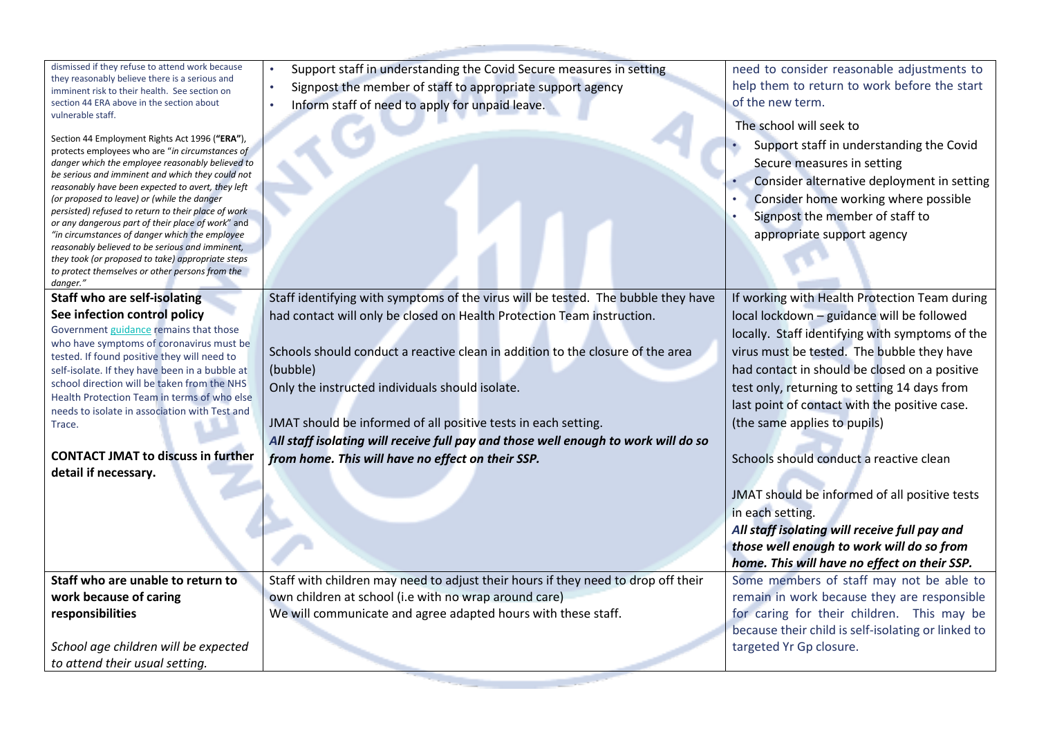| | | |
|---|---|---|
| dismissed if they refuse to attend work because they reasonably believe there is a serious and imminent risk to their health. See section on section 44 ERA above in the section about vulnerable staff.<br><br>Section 44 Employment Rights Act 1996 (**"ERA"**), protects employees who are "*in circumstances of danger which the employee reasonably believed to be serious and imminent and which they could not reasonably have been expected to avert, they left (or proposed to leave) or (while the danger persisted) refused to return to their place of work or any dangerous part of their place of work*" and *"in circumstances of danger which the employee reasonably believed to be serious and imminent, they took (or proposed to take) appropriate steps to protect themselves or other persons from the danger."* | • Support staff in understanding the Covid Secure measures in setting<br>• Signpost the member of staff to appropriate support agency<br>• Inform staff of need to apply for unpaid leave. | need to consider reasonable adjustments to help them to return to work before the start of the new term.<br><br>The school will seek to<br>• Support staff in understanding the Covid Secure measures in setting<br>• Consider alternative deployment in setting<br>• Consider home working where possible<br>• Signpost the member of staff to appropriate support agency |
| **Staff who are self-isolating**<br>**See infection control policy**<br>Government guidance remains that those who have symptoms of coronavirus must be tested. If found positive they will need to self-isolate. If they have been in a bubble at school direction will be taken from the NHS Health Protection Team in terms of who else needs to isolate in association with Test and Trace.<br><br>**CONTACT JMAT to discuss in further detail if necessary.** | Staff identifying with symptoms of the virus will be tested. The bubble they have had contact will only be closed on Health Protection Team instruction.<br><br>Schools should conduct a reactive clean in addition to the closure of the area (bubble)<br>Only the instructed individuals should isolate.<br><br>JMAT should be informed of all positive tests in each setting.<br>***All staff isolating will receive full pay and those well enough to work will do so from home. This will have no effect on their SSP.*** | If working with Health Protection Team during local lockdown – guidance will be followed locally. Staff identifying with symptoms of the virus must be tested. The bubble they have had contact in should be closed on a positive test only, returning to setting 14 days from last point of contact with the positive case. (the same applies to pupils)<br><br>Schools should conduct a reactive clean<br><br>JMAT should be informed of all positive tests in each setting.<br>***All staff isolating will receive full pay and those well enough to work will do so from home. This will have no effect on their SSP.*** |
| **Staff who are unable to return to work because of caring responsibilities**<br><br>*School age children will be expected to attend their usual setting.* | Staff with children may need to adjust their hours if they need to drop off their own children at school (i.e with no wrap around care)<br>We will communicate and agree adapted hours with these staff. | Some members of staff may not be able to remain in work because they are responsible for caring for their children. This may be because their child is self-isolating or linked to targeted Yr Gp closure. |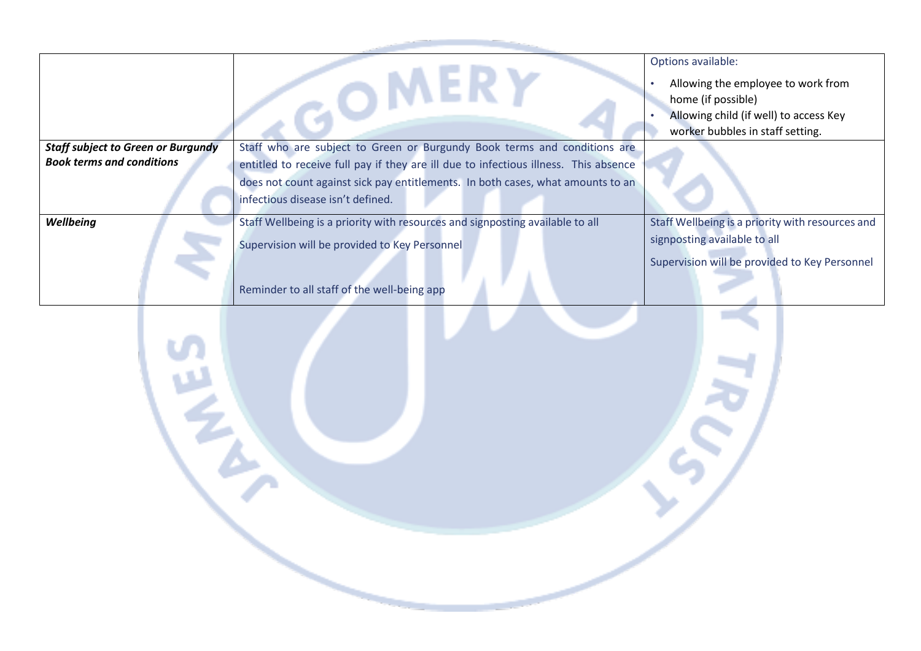| | | |
|---|---|---|
| | | Options available:<br>• Allowing the employee to work from home (if possible)<br>• Allowing child (if well) to access Key worker bubbles in staff setting. |
| ***Staff subject to Green or Burgundy Book terms and conditions*** | Staff who are subject to Green or Burgundy Book terms and conditions are entitled to receive full pay if they are ill due to infectious illness. This absence does not count against sick pay entitlements. In both cases, what amounts to an infectious disease isn't defined. | |
| ***Wellbeing*** | Staff Wellbeing is a priority with resources and signposting available to all<br><br>Supervision will be provided to Key Personnel<br><br>Reminder to all staff of the well-being app | Staff Wellbeing is a priority with resources and signposting available to all<br><br>Supervision will be provided to Key Personnel |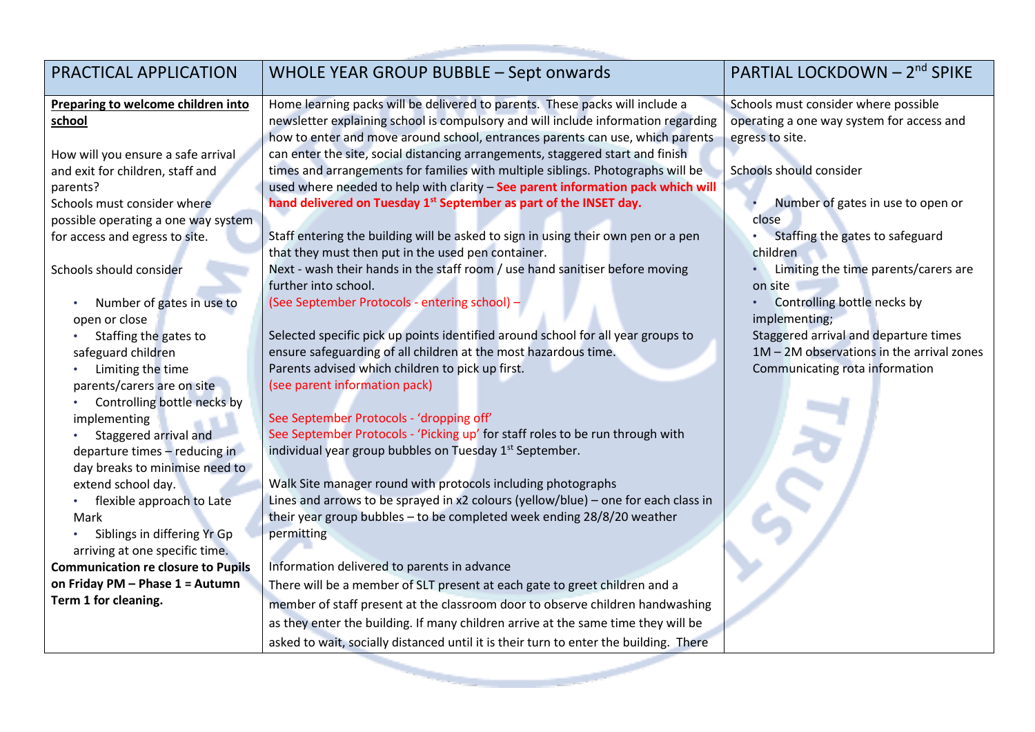| PRACTICAL APPLICATION | WHOLE YEAR GROUP BUBBLE – Sept onwards | PARTIAL LOCKDOWN – 2nd SPIKE |
|---|---|---|
| **Preparing to welcome children into school**<br><br>How will you ensure a safe arrival and exit for children, staff and parents?<br>Schools must consider where possible operating a one way system for access and egress to site.<br><br>Schools should consider<br><br>• Number of gates in use to open or close<br>• Staffing the gates to safeguard children<br>• Limiting the time parents/carers are on site<br>• Controlling bottle necks by implementing<br>• Staggered arrival and departure times – reducing in day breaks to minimise need to extend school day.<br>• flexible approach to Late Mark<br>• Siblings in differing Yr Gp arriving at one specific time.<br>**Communication re closure to Pupils on Friday PM – Phase 1 = Autumn Term 1 for cleaning.** | Home learning packs will be delivered to parents. These packs will include a newsletter explaining school is compulsory and will include information regarding how to enter and move around school, entrances parents can use, which parents can enter the site, social distancing arrangements, staggered start and finish times and arrangements for families with multiple siblings. Photographs will be used where needed to help with clarity – **See parent information pack which will hand delivered on Tuesday 1st September as part of the INSET day.**<br><br>Staff entering the building will be asked to sign in using their own pen or a pen that they must then put in the used pen container.<br>Next - wash their hands in the staff room / use hand sanitiser before moving further into school.<br>(See September Protocols - entering school) –<br><br>Selected specific pick up points identified around school for all year groups to ensure safeguarding of all children at the most hazardous time.<br>Parents advised which children to pick up first.<br>(see parent information pack)<br><br>See September Protocols - 'dropping off'<br>See September Protocols - 'Picking up' for staff roles to be run through with individual year group bubbles on Tuesday 1st September.<br><br>Walk Site manager round with protocols including photographs<br>Lines and arrows to be sprayed in x2 colours (yellow/blue) – one for each class in their year group bubbles – to be completed week ending 28/8/20 weather permitting<br><br>Information delivered to parents in advance<br>There will be a member of SLT present at each gate to greet children and a member of staff present at the classroom door to observe children handwashing as they enter the building. If many children arrive at the same time they will be asked to wait, socially distanced until it is their turn to enter the building. There | Schools must consider where possible operating a one way system for access and egress to site.<br><br>Schools should consider<br><br>• Number of gates in use to open or close<br>• Staffing the gates to safeguard children<br>• Limiting the time parents/carers are on site<br>• Controlling bottle necks by implementing;<br>Staggered arrival and departure times<br>1M – 2M observations in the arrival zones<br>Communicating rota information |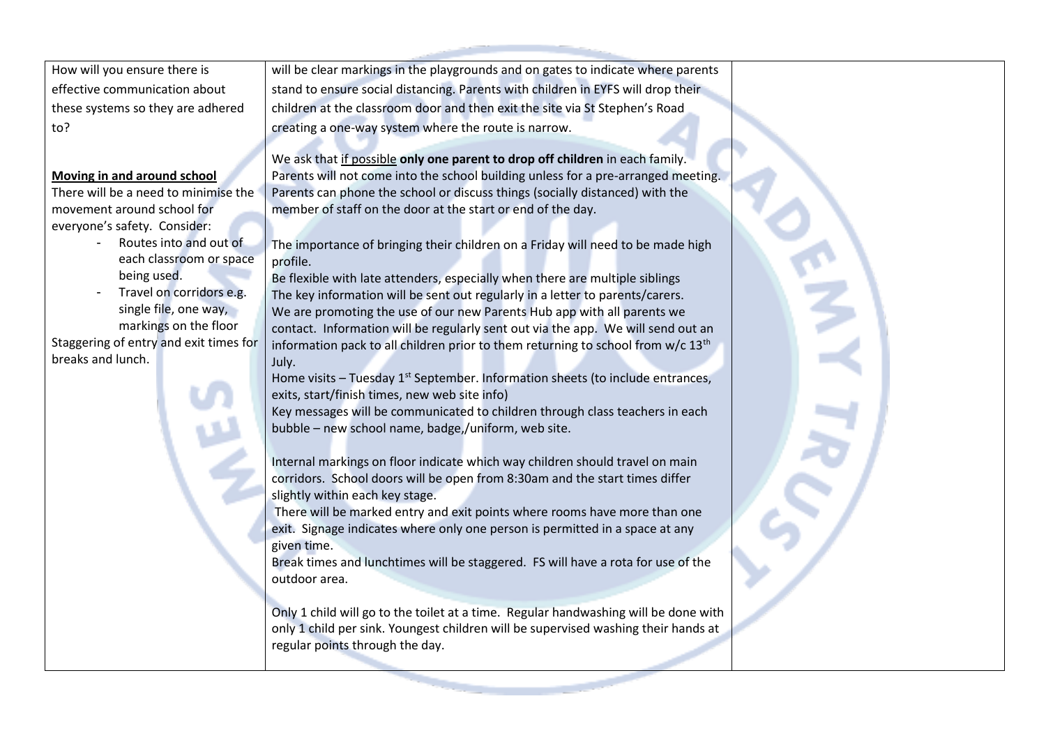| | | |
|---|---|---|
| How will you ensure there is effective communication about these systems so they are adhered to?<br><br>**<u>Moving in and around school</u>**<br>There will be a need to minimise the movement around school for everyone's safety. Consider:<br>- Routes into and out of each classroom or space being used.<br>- Travel on corridors e.g. single file, one way, markings on the floor<br><br>Staggering of entry and exit times for breaks and lunch. | will be clear markings in the playgrounds and on gates to indicate where parents stand to ensure social distancing. Parents with children in EYFS will drop their children at the classroom door and then exit the site via St Stephen's Road creating a one-way system where the route is narrow.<br><br>We ask that <u>if possible</u> **only one parent to drop off children** in each family. Parents will not come into the school building unless for a pre-arranged meeting. Parents can phone the school or discuss things (socially distanced) with the member of staff on the door at the start or end of the day.<br><br>The importance of bringing their children on a Friday will need to be made high profile.<br>Be flexible with late attenders, especially when there are multiple siblings<br>The key information will be sent out regularly in a letter to parents/carers.<br>We are promoting the use of our new Parents Hub app with all parents we contact. Information will be regularly sent out via the app. We will send out an information pack to all children prior to them returning to school from w/c 13th July.<br>Home visits – Tuesday 1st September. Information sheets (to include entrances, exits, start/finish times, new web site info)<br>Key messages will be communicated to children through class teachers in each bubble – new school name, badge,/uniform, web site.<br><br>Internal markings on floor indicate which way children should travel on main corridors. School doors will be open from 8:30am and the start times differ slightly within each key stage.<br>There will be marked entry and exit points where rooms have more than one exit. Signage indicates where only one person is permitted in a space at any given time.<br>Break times and lunchtimes will be staggered. FS will have a rota for use of the outdoor area.<br><br>Only 1 child will go to the toilet at a time. Regular handwashing will be done with only 1 child per sink. Youngest children will be supervised washing their hands at regular points through the day. | |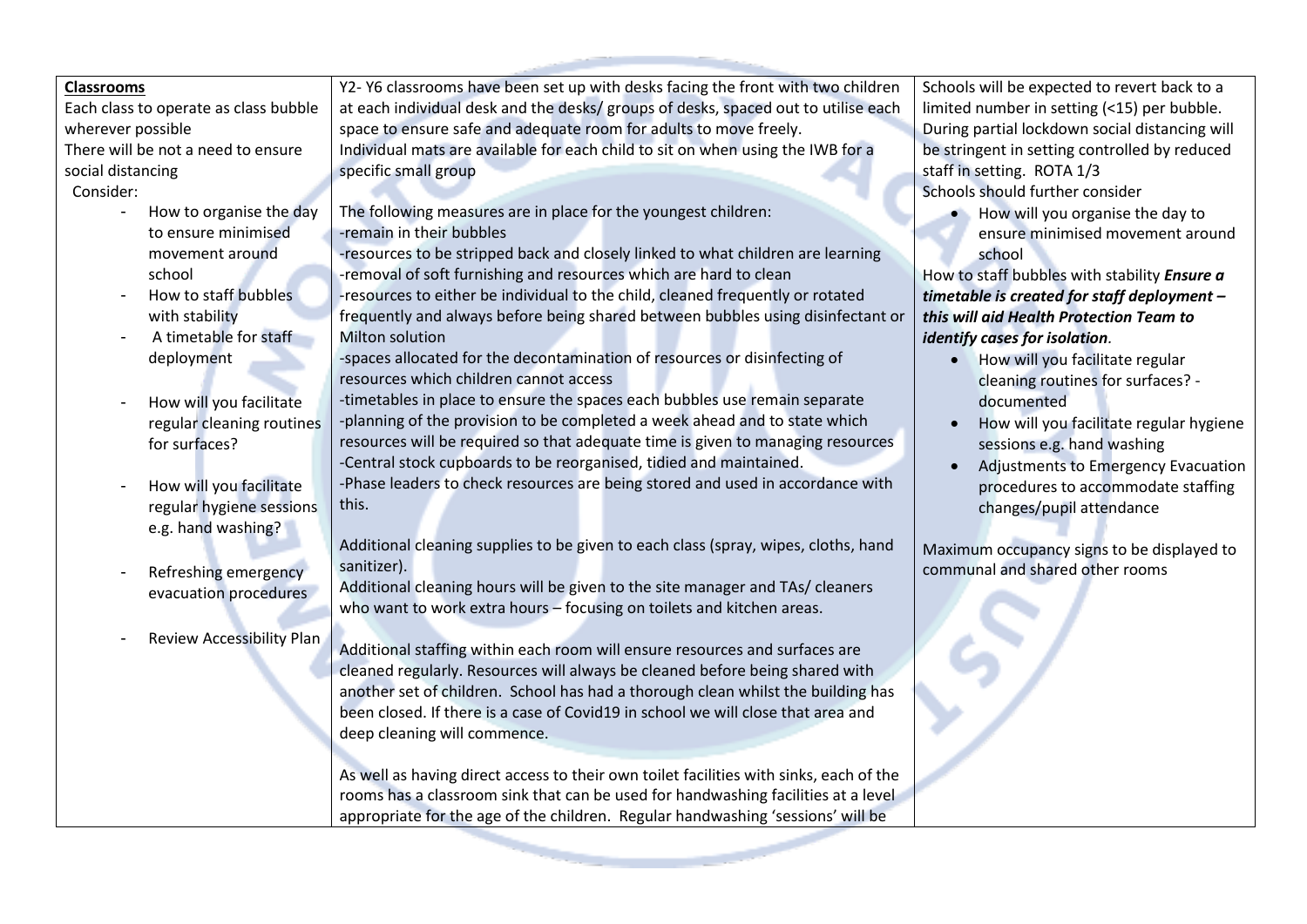| | | |
|---|---|---|
| **Classrooms**<br>Each class to operate as class bubble wherever possible<br>There will be not a need to ensure social distancing<br>Consider:<br>- How to organise the day to ensure minimised movement around school<br>- How to staff bubbles with stability<br>- A timetable for staff deployment<br>- How will you facilitate regular cleaning routines for surfaces?<br>- How will you facilitate regular hygiene sessions e.g. hand washing?<br>- Refreshing emergency evacuation procedures<br>- Review Accessibility Plan | Y2- Y6 classrooms have been set up with desks facing the front with two children at each individual desk and the desks/ groups of desks, spaced out to utilise each space to ensure safe and adequate room for adults to move freely.<br>Individual mats are available for each child to sit on when using the IWB for a specific small group<br><br>The following measures are in place for the youngest children:<br>-remain in their bubbles<br>-resources to be stripped back and closely linked to what children are learning<br>-removal of soft furnishing and resources which are hard to clean<br>-resources to either be individual to the child, cleaned frequently or rotated frequently and always before being shared between bubbles using disinfectant or Milton solution<br>-spaces allocated for the decontamination of resources or disinfecting of resources which children cannot access<br>-timetables in place to ensure the spaces each bubbles use remain separate<br>-planning of the provision to be completed a week ahead and to state which resources will be required so that adequate time is given to managing resources<br>-Central stock cupboards to be reorganised, tidied and maintained.<br>-Phase leaders to check resources are being stored and used in accordance with this.<br><br>Additional cleaning supplies to be given to each class (spray, wipes, cloths, hand sanitizer).<br>Additional cleaning hours will be given to the site manager and TAs/ cleaners who want to work extra hours – focusing on toilets and kitchen areas.<br><br>Additional staffing within each room will ensure resources and surfaces are cleaned regularly. Resources will always be cleaned before being shared with another set of children. School has had a thorough clean whilst the building has been closed. If there is a case of Covid19 in school we will close that area and deep cleaning will commence.<br><br>As well as having direct access to their own toilet facilities with sinks, each of the rooms has a classroom sink that can be used for handwashing facilities at a level appropriate for the age of the children. Regular handwashing 'sessions' will be | Schools will be expected to revert back to a limited number in setting (<15) per bubble. During partial lockdown social distancing will be stringent in setting controlled by reduced staff in setting. ROTA 1/3<br>Schools should further consider<br>• How will you organise the day to ensure minimised movement around school<br>How to staff bubbles with stability ***Ensure a timetable is created for staff deployment – this will aid Health Protection Team to identify cases for isolation.***<br>• How will you facilitate regular cleaning routines for surfaces? - documented<br>• How will you facilitate regular hygiene sessions e.g. hand washing<br>• Adjustments to Emergency Evacuation procedures to accommodate staffing changes/pupil attendance<br><br>Maximum occupancy signs to be displayed to communal and shared other rooms |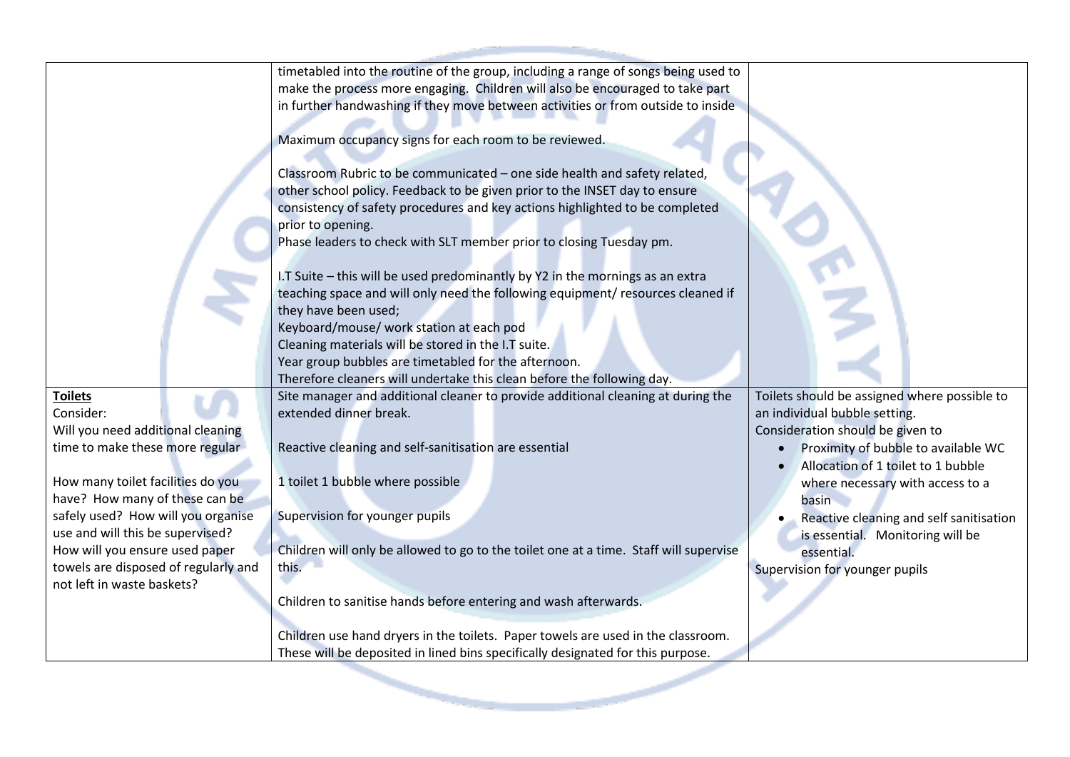| | | |
|---|---|---|
| | timetabled into the routine of the group, including a range of songs being used to make the process more engaging. Children will also be encouraged to take part in further handwashing if they move between activities or from outside to inside<br><br>Maximum occupancy signs for each room to be reviewed.<br><br>Classroom Rubric to be communicated – one side health and safety related, other school policy. Feedback to be given prior to the INSET day to ensure consistency of safety procedures and key actions highlighted to be completed prior to opening.<br>Phase leaders to check with SLT member prior to closing Tuesday pm.<br><br>I.T Suite – this will be used predominantly by Y2 in the mornings as an extra teaching space and will only need the following equipment/ resources cleaned if they have been used;<br>Keyboard/mouse/ work station at each pod<br>Cleaning materials will be stored in the I.T suite.<br>Year group bubbles are timetabled for the afternoon.<br>Therefore cleaners will undertake this clean before the following day. | |
| **Toilets**<br>Consider:<br>Will you need additional cleaning time to make these more regular<br><br>How many toilet facilities do you have? How many of these can be safely used? How will you organise use and will this be supervised?<br>How will you ensure used paper towels are disposed of regularly and not left in waste baskets? | Site manager and additional cleaner to provide additional cleaning at during the extended dinner break.<br><br>Reactive cleaning and self-sanitisation are essential<br><br>1 toilet 1 bubble where possible<br><br>Supervision for younger pupils<br><br>Children will only be allowed to go to the toilet one at a time. Staff will supervise this.<br><br>Children to sanitise hands before entering and wash afterwards.<br><br>Children use hand dryers in the toilets. Paper towels are used in the classroom. These will be deposited in lined bins specifically designated for this purpose. | Toilets should be assigned where possible to an individual bubble setting.<br>Consideration should be given to<br>• Proximity of bubble to available WC<br>• Allocation of 1 toilet to 1 bubble where necessary with access to a basin<br>• Reactive cleaning and self sanitisation is essential. Monitoring will be essential.<br>Supervision for younger pupils |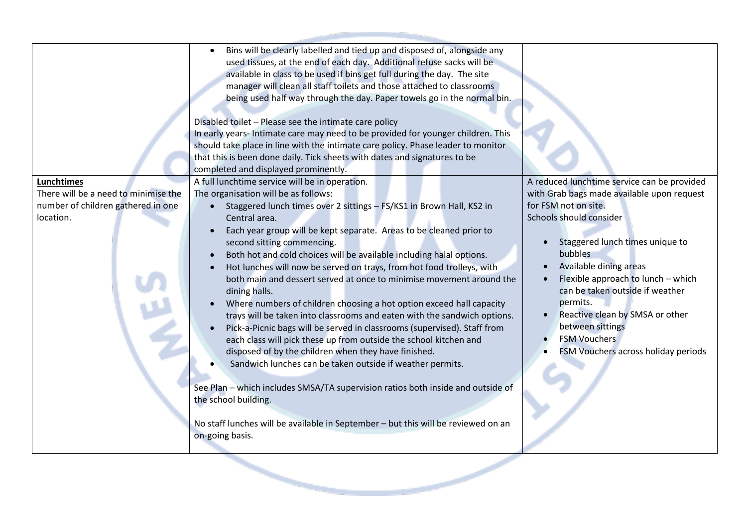| | | |
|---|---|---|
| | <ul><li>Bins will be clearly labelled and tied up and disposed of, alongside any used tissues, at the end of each day. Additional refuse sacks will be available in class to be used if bins get full during the day. The site manager will clean all staff toilets and those attached to classrooms being used half way through the day. Paper towels go in the normal bin.</li></ul>Disabled toilet – Please see the intimate care policy<br>In early years- Intimate care may need to be provided for younger children. This should take place in line with the intimate care policy. Phase leader to monitor that this is been done daily. Tick sheets with dates and signatures to be completed and displayed prominently. | |
| **Lunchtimes**<br>There will be a need to minimise the number of children gathered in one location. | A full lunchtime service will be in operation.<br>The organisation will be as follows:<ul><li>Staggered lunch times over 2 sittings – FS/KS1 in Brown Hall, KS2 in Central area.</li><li>Each year group will be kept separate. Areas to be cleaned prior to second sitting commencing.</li><li>Both hot and cold choices will be available including halal options.</li><li>Hot lunches will now be served on trays, from hot food trolleys, with both main and dessert served at once to minimise movement around the dining halls.</li><li>Where numbers of children choosing a hot option exceed hall capacity trays will be taken into classrooms and eaten with the sandwich options.</li><li>Pick-a-Picnic bags will be served in classrooms (supervised). Staff from each class will pick these up from outside the school kitchen and disposed of by the children when they have finished.</li><li>Sandwich lunches can be taken outside if weather permits.</li></ul>See Plan – which includes SMSA/TA supervision ratios both inside and outside of the school building.<br><br>No staff lunches will be available in September – but this will be reviewed on an on-going basis. | A reduced lunchtime service can be provided with Grab bags made available upon request for FSM not on site.<br>Schools should consider<ul><li>Staggered lunch times unique to bubbles</li><li>Available dining areas</li><li>Flexible approach to lunch – which can be taken outside if weather permits.</li><li>Reactive clean by SMSA or other between sittings</li><li>FSM Vouchers</li><li>FSM Vouchers across holiday periods</li></ul> |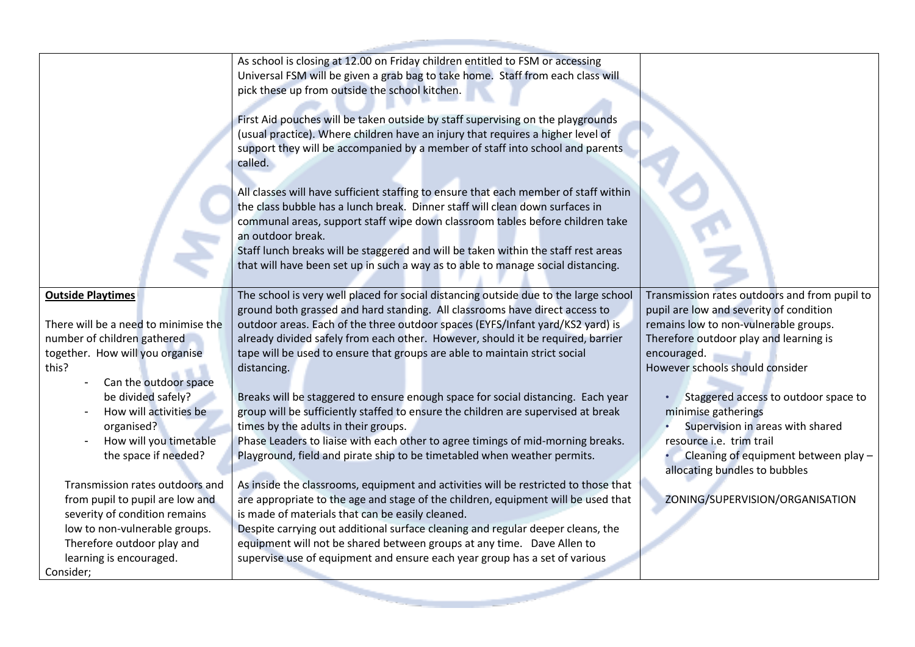| | | |
|---|---|---|
| | As school is closing at 12.00 on Friday children entitled to FSM or accessing Universal FSM will be given a grab bag to take home. Staff from each class will pick these up from outside the school kitchen.<br><br>First Aid pouches will be taken outside by staff supervising on the playgrounds (usual practice). Where children have an injury that requires a higher level of support they will be accompanied by a member of staff into school and parents called.<br><br>All classes will have sufficient staffing to ensure that each member of staff within the class bubble has a lunch break. Dinner staff will clean down surfaces in communal areas, support staff wipe down classroom tables before children take an outdoor break.<br>Staff lunch breaks will be staggered and will be taken within the staff rest areas that will have been set up in such a way as to able to manage social distancing. | |
| **<u>Outside Playtimes</u>**<br><br>There will be a need to minimise the number of children gathered together. How will you organise this?<br>- Can the outdoor space be divided safely?<br>- How will activities be organised?<br>- How will you timetable the space if needed?<br><br>Transmission rates outdoors and from pupil to pupil are low and severity of condition remains low to non-vulnerable groups. Therefore outdoor play and learning is encouraged.<br>Consider; | The school is very well placed for social distancing outside due to the large school ground both grassed and hard standing. All classrooms have direct access to outdoor areas. Each of the three outdoor spaces (EYFS/Infant yard/KS2 yard) is already divided safely from each other. However, should it be required, barrier tape will be used to ensure that groups are able to maintain strict social distancing.<br><br>Breaks will be staggered to ensure enough space for social distancing. Each year group will be sufficiently staffed to ensure the children are supervised at break times by the adults in their groups.<br>Phase Leaders to liaise with each other to agree timings of mid-morning breaks.<br>Playground, field and pirate ship to be timetabled when weather permits.<br><br>As inside the classrooms, equipment and activities will be restricted to those that are appropriate to the age and stage of the children, equipment will be used that is made of materials that can be easily cleaned.<br>Despite carrying out additional surface cleaning and regular deeper cleans, the equipment will not be shared between groups at any time. Dave Allen to supervise use of equipment and ensure each year group has a set of various | Transmission rates outdoors and from pupil to pupil are low and severity of condition remains low to non-vulnerable groups. Therefore outdoor play and learning is encouraged.<br>However schools should consider<br><br>• Staggered access to outdoor space to minimise gatherings<br>• Supervision in areas with shared resource i.e. trim trail<br>• Cleaning of equipment between play – allocating bundles to bubbles<br><br>ZONING/SUPERVISION/ORGANISATION |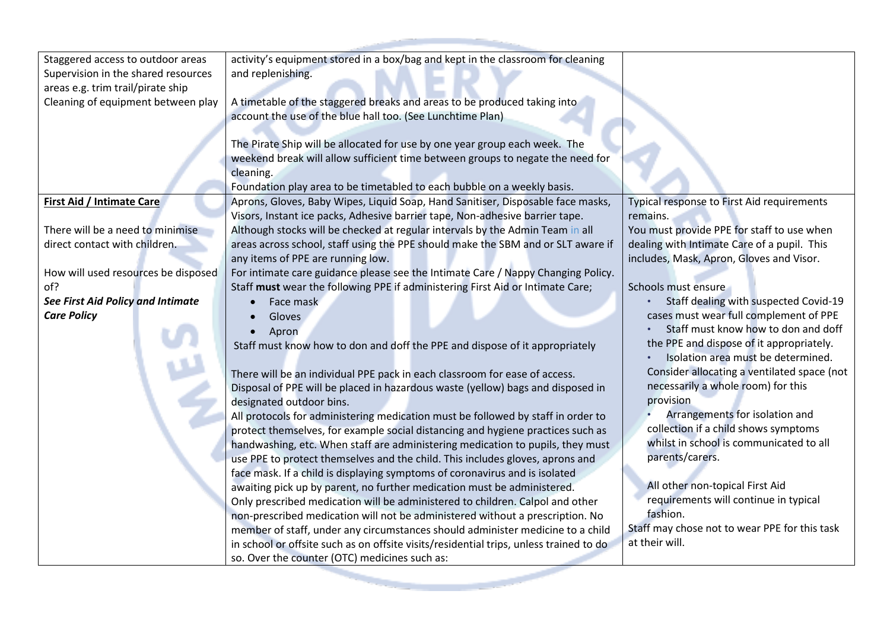| | | |
|---|---|---|
| Staggered access to outdoor areas<br>Supervision in the shared resources areas e.g. trim trail/pirate ship<br>Cleaning of equipment between play | activity's equipment stored in a box/bag and kept in the classroom for cleaning and replenishing.<br><br>A timetable of the staggered breaks and areas to be produced taking into account the use of the blue hall too. (See Lunchtime Plan)<br><br>The Pirate Ship will be allocated for use by one year group each week. The weekend break will allow sufficient time between groups to negate the need for cleaning.<br>Foundation play area to be timetabled to each bubble on a weekly basis. | |
| **First Aid / Intimate Care**<br><br>There will be a need to minimise direct contact with children.<br><br>How will used resources be disposed of?<br>***See First Aid Policy and Intimate Care Policy*** | Aprons, Gloves, Baby Wipes, Liquid Soap, Hand Sanitiser, Disposable face masks, Visors, Instant ice packs, Adhesive barrier tape, Non-adhesive barrier tape.<br>Although stocks will be checked at regular intervals by the Admin Team in all areas across school, staff using the PPE should make the SBM and or SLT aware if any items of PPE are running low.<br>For intimate care guidance please see the Intimate Care / Nappy Changing Policy.<br>Staff **must** wear the following PPE if administering First Aid or Intimate Care;<br>• Face mask<br>• Gloves<br>• Apron<br>Staff must know how to don and doff the PPE and dispose of it appropriately<br><br>There will be an individual PPE pack in each classroom for ease of access.<br>Disposal of PPE will be placed in hazardous waste (yellow) bags and disposed in designated outdoor bins.<br>All protocols for administering medication must be followed by staff in order to protect themselves, for example social distancing and hygiene practices such as handwashing, etc. When staff are administering medication to pupils, they must use PPE to protect themselves and the child. This includes gloves, aprons and face mask. If a child is displaying symptoms of coronavirus and is isolated awaiting pick up by parent, no further medication must be administered.<br>Only prescribed medication will be administered to children. Calpol and other non-prescribed medication will not be administered without a prescription. No member of staff, under any circumstances should administer medicine to a child in school or offsite such as on offsite visits/residential trips, unless trained to do so. Over the counter (OTC) medicines such as: | Typical response to First Aid requirements remains.<br>You must provide PPE for staff to use when dealing with Intimate Care of a pupil. This includes, Mask, Apron, Gloves and Visor.<br><br>Schools must ensure<br>• Staff dealing with suspected Covid-19 cases must wear full complement of PPE<br>• Staff must know how to don and doff the PPE and dispose of it appropriately.<br>• Isolation area must be determined. Consider allocating a ventilated space (not necessarily a whole room) for this provision<br>• Arrangements for isolation and collection if a child shows symptoms whilst in school is communicated to all parents/carers.<br><br>All other non-topical First Aid requirements will continue in typical fashion.<br>Staff may chose not to wear PPE for this task at their will. |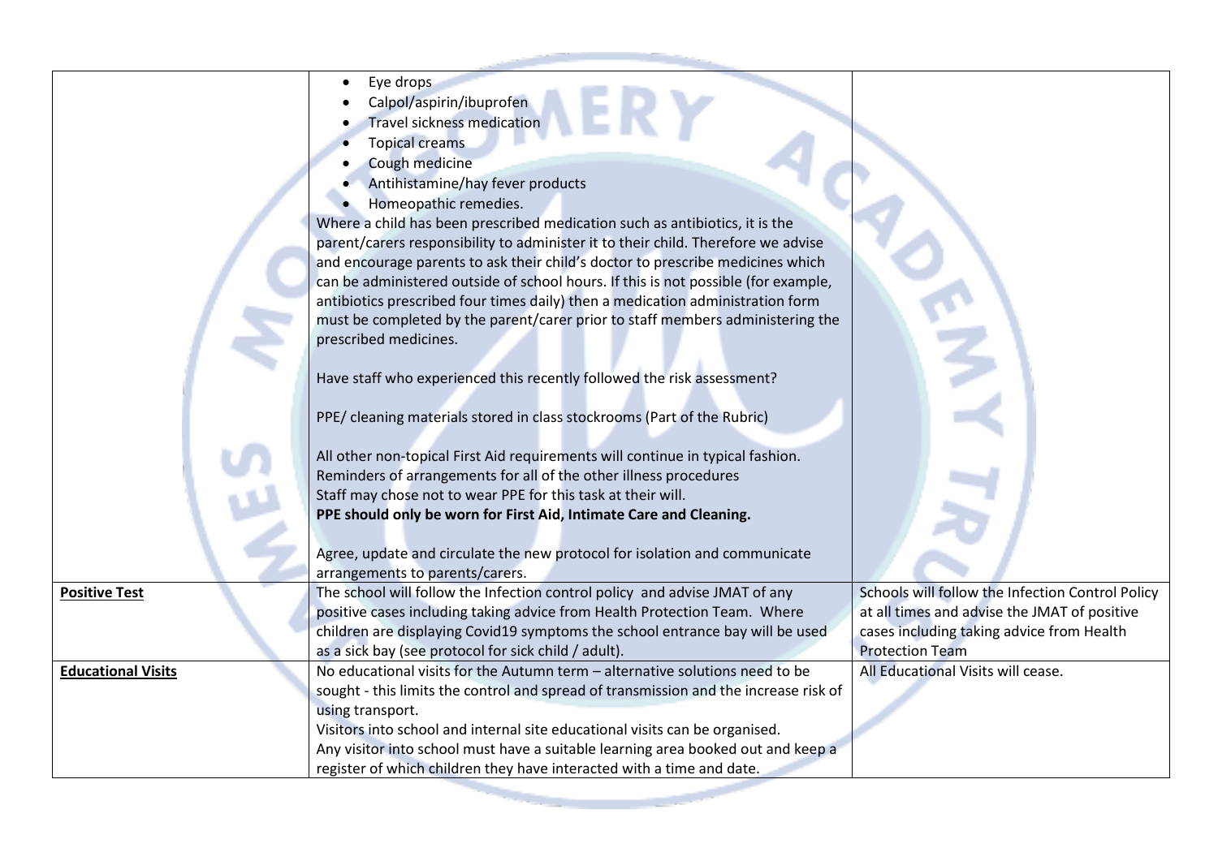| | | |
|---|---|---|
| | • Eye drops<br>• Calpol/aspirin/ibuprofen<br>• Travel sickness medication<br>• Topical creams<br>• Cough medicine<br>• Antihistamine/hay fever products<br>• Homeopathic remedies.<br>Where a child has been prescribed medication such as antibiotics, it is the parent/carers responsibility to administer it to their child. Therefore we advise and encourage parents to ask their child's doctor to prescribe medicines which can be administered outside of school hours. If this is not possible (for example, antibiotics prescribed four times daily) then a medication administration form must be completed by the parent/carer prior to staff members administering the prescribed medicines.<br><br>Have staff who experienced this recently followed the risk assessment?<br><br>PPE/ cleaning materials stored in class stockrooms (Part of the Rubric)<br><br>All other non-topical First Aid requirements will continue in typical fashion.<br>Reminders of arrangements for all of the other illness procedures<br>Staff may chose not to wear PPE for this task at their will.<br>**PPE should only be worn for First Aid, Intimate Care and Cleaning.**<br><br>Agree, update and circulate the new protocol for isolation and communicate arrangements to parents/carers. | |
| **Positive Test** | The school will follow the Infection control policy and advise JMAT of any positive cases including taking advice from Health Protection Team. Where children are displaying Covid19 symptoms the school entrance bay will be used as a sick bay (see protocol for sick child / adult). | Schools will follow the Infection Control Policy at all times and advise the JMAT of positive cases including taking advice from Health Protection Team |
| **Educational Visits** | No educational visits for the Autumn term – alternative solutions need to be sought - this limits the control and spread of transmission and the increase risk of using transport.<br>Visitors into school and internal site educational visits can be organised.<br>Any visitor into school must have a suitable learning area booked out and keep a register of which children they have interacted with a time and date. | All Educational Visits will cease. |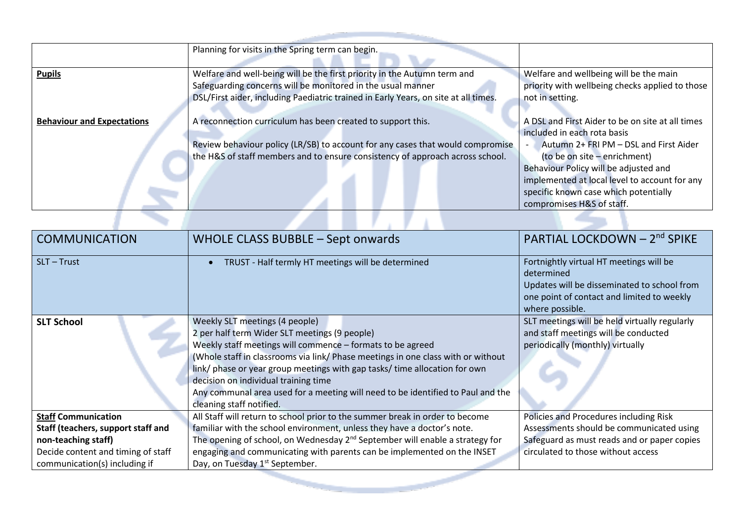| | | |
|---|---|---|
| | Planning for visits in the Spring term can begin. | |
| **Pupils**<br><br>**Behaviour and Expectations** | Welfare and well-being will be the first priority in the Autumn term and Safeguarding concerns will be monitored in the usual manner<br>DSL/First aider, including Paediatric trained in Early Years, on site at all times.<br><br>A reconnection curriculum has been created to support this.<br><br>Review behaviour policy (LR/SB) to account for any cases that would compromise the H&S of staff members and to ensure consistency of approach across school. | Welfare and wellbeing will be the main priority with wellbeing checks applied to those not in setting.<br><br>A DSL and First Aider to be on site at all times included in each rota basis<br>- Autumn 2+ FRI PM – DSL and First Aider (to be on site – enrichment)<br>Behaviour Policy will be adjusted and implemented at local level to account for any specific known case which potentially compromises H&S of staff. |

| COMMUNICATION | WHOLE CLASS BUBBLE – Sept onwards | PARTIAL LOCKDOWN – 2nd SPIKE |
|---|---|---|
| SLT – Trust | • TRUST - Half termly HT meetings will be determined | Fortnightly virtual HT meetings will be determined<br>Updates will be disseminated to school from one point of contact and limited to weekly where possible. |
| **SLT School** | Weekly SLT meetings (4 people)<br>2 per half term Wider SLT meetings (9 people)<br>Weekly staff meetings will commence – formats to be agreed<br>(Whole staff in classrooms via link/ Phase meetings in one class with or without link/ phase or year group meetings with gap tasks/ time allocation for own decision on individual training time<br>Any communal area used for a meeting will need to be identified to Paul and the cleaning staff notified. | SLT meetings will be held virtually regularly and staff meetings will be conducted periodically (monthly) virtually |
| **Staff Communication**<br>**Staff (teachers, support staff and non-teaching staff)**<br>Decide content and timing of staff communication(s) including if | All Staff will return to school prior to the summer break in order to become familiar with the school environment, unless they have a doctor's note.<br>The opening of school, on Wednesday 2nd September will enable a strategy for engaging and communicating with parents can be implemented on the INSET Day, on Tuesday 1st September. | Policies and Procedures including Risk Assessments should be communicated using Safeguard as must reads and or paper copies circulated to those without access |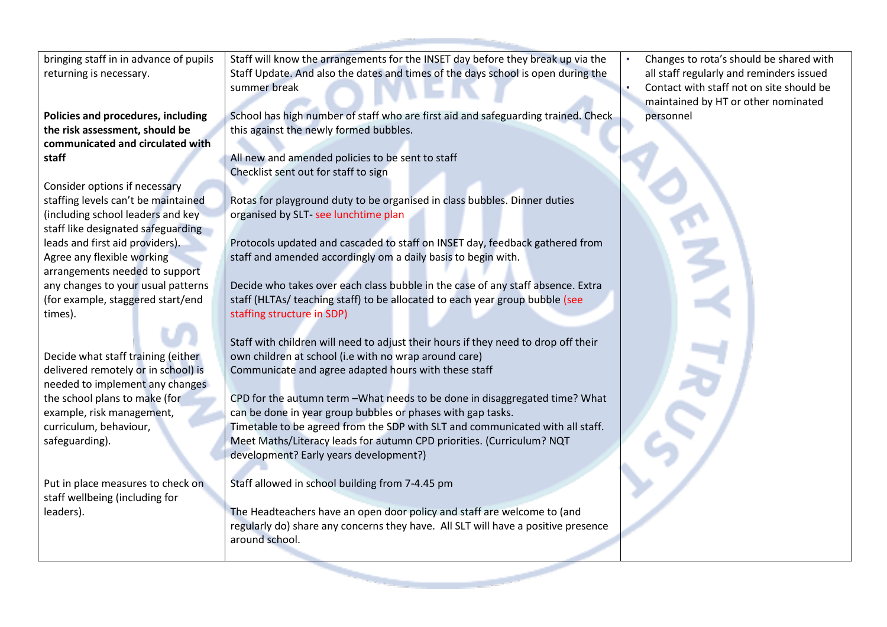| | | |
|---|---|---|
| bringing staff in in advance of pupils returning is necessary.<br><br>**Policies and procedures, including the risk assessment, should be communicated and circulated with staff**<br><br>Consider options if necessary staffing levels can't be maintained (including school leaders and key staff like designated safeguarding leads and first aid providers). Agree any flexible working arrangements needed to support any changes to your usual patterns (for example, staggered start/end times).<br><br>Decide what staff training (either delivered remotely or in school) is needed to implement any changes the school plans to make (for example, risk management, curriculum, behaviour, safeguarding).<br><br>Put in place measures to check on staff wellbeing (including for leaders). | Staff will know the arrangements for the INSET day before they break up via the Staff Update. And also the dates and times of the days school is open during the summer break<br><br>School has high number of staff who are first aid and safeguarding trained. Check this against the newly formed bubbles.<br><br>All new and amended policies to be sent to staff<br>Checklist sent out for staff to sign<br><br>Rotas for playground duty to be organised in class bubbles. Dinner duties organised by SLT- see lunchtime plan<br><br>Protocols updated and cascaded to staff on INSET day, feedback gathered from staff and amended accordingly om a daily basis to begin with.<br><br>Decide who takes over each class bubble in the case of any staff absence. Extra staff (HLTAs/ teaching staff) to be allocated to each year group bubble (see staffing structure in SDP)<br><br>Staff with children will need to adjust their hours if they need to drop off their own children at school (i.e with no wrap around care)<br>Communicate and agree adapted hours with these staff<br><br>CPD for the autumn term –What needs to be done in disaggregated time? What can be done in year group bubbles or phases with gap tasks.<br>Timetable to be agreed from the SDP with SLT and communicated with all staff.<br>Meet Maths/Literacy leads for autumn CPD priorities. (Curriculum? NQT development? Early years development?)<br><br>Staff allowed in school building from 7-4.45 pm<br><br>The Headteachers have an open door policy and staff are welcome to (and regularly do) share any concerns they have. All SLT will have a positive presence around school. | • Changes to rota's should be shared with all staff regularly and reminders issued<br>• Contact with staff not on site should be maintained by HT or other nominated personnel |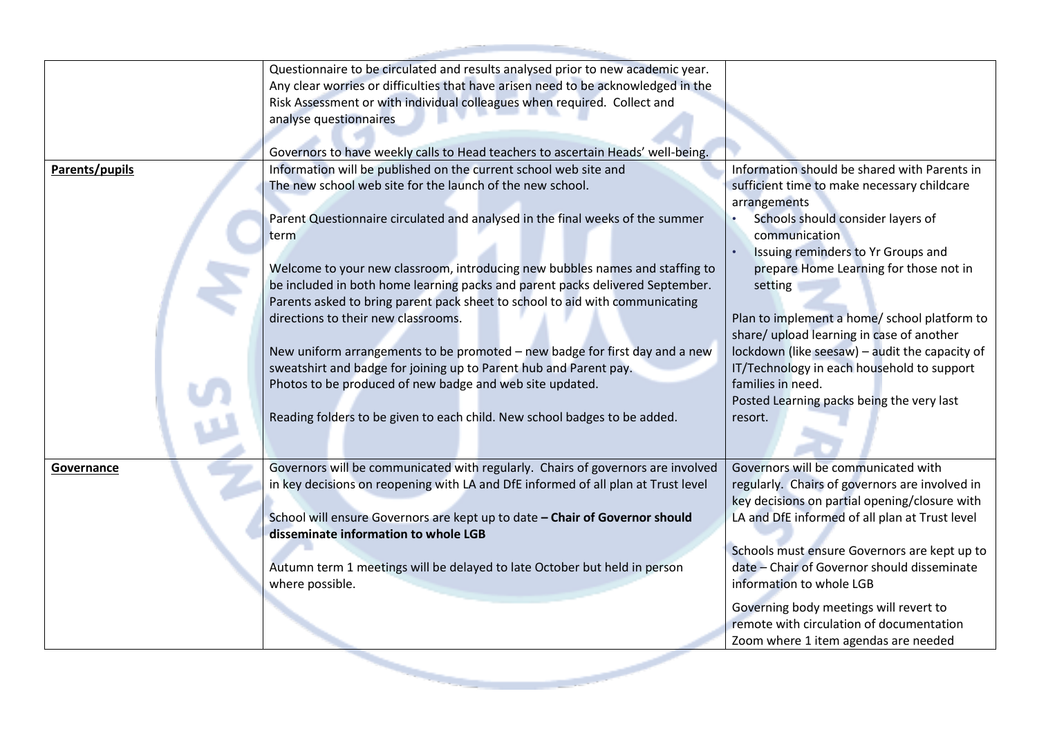| | | |
|---|---|---|
| | Questionnaire to be circulated and results analysed prior to new academic year. Any clear worries or difficulties that have arisen need to be acknowledged in the Risk Assessment or with individual colleagues when required. Collect and analyse questionnaires<br><br>Governors to have weekly calls to Head teachers to ascertain Heads' well-being. | |
| **Parents/pupils** | Information will be published on the current school web site and The new school web site for the launch of the new school.<br><br>Parent Questionnaire circulated and analysed in the final weeks of the summer term<br><br>Welcome to your new classroom, introducing new bubbles names and staffing to be included in both home learning packs and parent packs delivered September. Parents asked to bring parent pack sheet to school to aid with communicating directions to their new classrooms.<br><br>New uniform arrangements to be promoted – new badge for first day and a new sweatshirt and badge for joining up to Parent hub and Parent pay. Photos to be produced of new badge and web site updated.<br><br>Reading folders to be given to each child. New school badges to be added. | Information should be shared with Parents in sufficient time to make necessary childcare arrangements<br>• Schools should consider layers of communication<br>• Issuing reminders to Yr Groups and prepare Home Learning for those not in setting<br><br>Plan to implement a home/ school platform to share/ upload learning in case of another lockdown (like seesaw) – audit the capacity of IT/Technology in each household to support families in need.<br>Posted Learning packs being the very last resort. |
| **Governance** | Governors will be communicated with regularly. Chairs of governors are involved in key decisions on reopening with LA and DfE informed of all plan at Trust level<br><br>School will ensure Governors are kept up to date **– Chair of Governor should disseminate information to whole LGB**<br><br>Autumn term 1 meetings will be delayed to late October but held in person where possible. | Governors will be communicated with regularly. Chairs of governors are involved in key decisions on partial opening/closure with LA and DfE informed of all plan at Trust level<br><br>Schools must ensure Governors are kept up to date – Chair of Governor should disseminate information to whole LGB<br><br>Governing body meetings will revert to remote with circulation of documentation Zoom where 1 item agendas are needed |